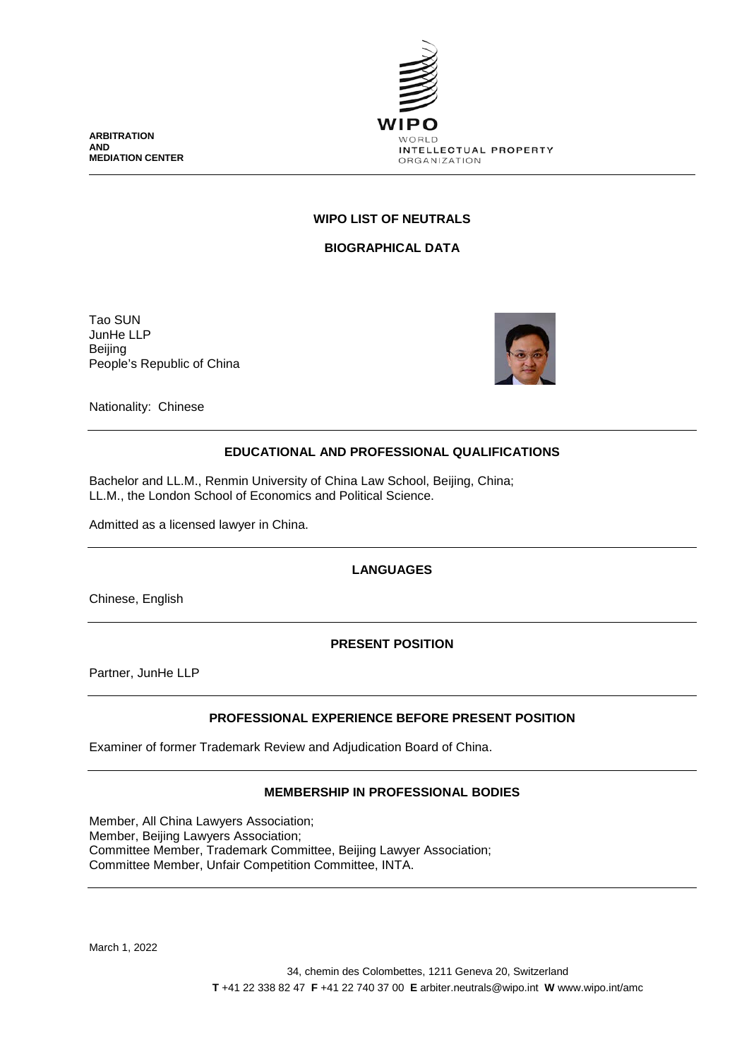ARBITRATION AND MEDIATION CENTER

WIPO
WORLD INTELLECTUAL PROPERTY ORGANIZATION

# WIPO LIST OF NEUTRALS

## BIOGRAPHICAL DATA

Tao SUN
JunHe LLP
Beijing
People's Republic of China

Nationality: Chinese

### EDUCATIONAL AND PROFESSIONAL QUALIFICATIONS

Bachelor and LL.M., Renmin University of China Law School, Beijing, China;
LL.M., the London School of Economics and Political Science.

Admitted as a licensed lawyer in China.

### LANGUAGES

Chinese, English

### PRESENT POSITION

Partner, JunHe LLP

### PROFESSIONAL EXPERIENCE BEFORE PRESENT POSITION

Examiner of former Trademark Review and Adjudication Board of China.

### MEMBERSHIP IN PROFESSIONAL BODIES

Member, All China Lawyers Association;
Member, Beijing Lawyers Association;
Committee Member, Trademark Committee, Beijing Lawyer Association;
Committee Member, Unfair Competition Committee, INTA.

March 1, 2022

34, chemin des Colombettes, 1211 Geneva 20, Switzerland
**T** +41 22 338 82 47 **F** +41 22 740 37 00 **E** arbiter.neutrals@wipo.int **W** www.wipo.int/amc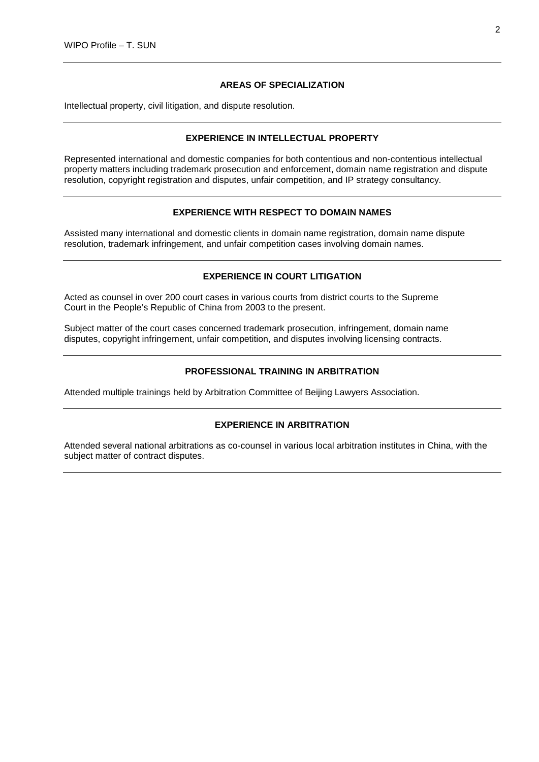## AREAS OF SPECIALIZATION

Intellectual property, civil litigation, and dispute resolution.

## EXPERIENCE IN INTELLECTUAL PROPERTY

Represented international and domestic companies for both contentious and non-contentious intellectual property matters including trademark prosecution and enforcement, domain name registration and dispute resolution, copyright registration and disputes, unfair competition, and IP strategy consultancy.

## EXPERIENCE WITH RESPECT TO DOMAIN NAMES

Assisted many international and domestic clients in domain name registration, domain name dispute resolution, trademark infringement, and unfair competition cases involving domain names.

## EXPERIENCE IN COURT LITIGATION

Acted as counsel in over 200 court cases in various courts from district courts to the Supreme Court in the People's Republic of China from 2003 to the present.

Subject matter of the court cases concerned trademark prosecution, infringement, domain name disputes, copyright infringement, unfair competition, and disputes involving licensing contracts.

## PROFESSIONAL TRAINING IN ARBITRATION

Attended multiple trainings held by Arbitration Committee of Beijing Lawyers Association.

## EXPERIENCE IN ARBITRATION

Attended several national arbitrations as co-counsel in various local arbitration institutes in China, with the subject matter of contract disputes.